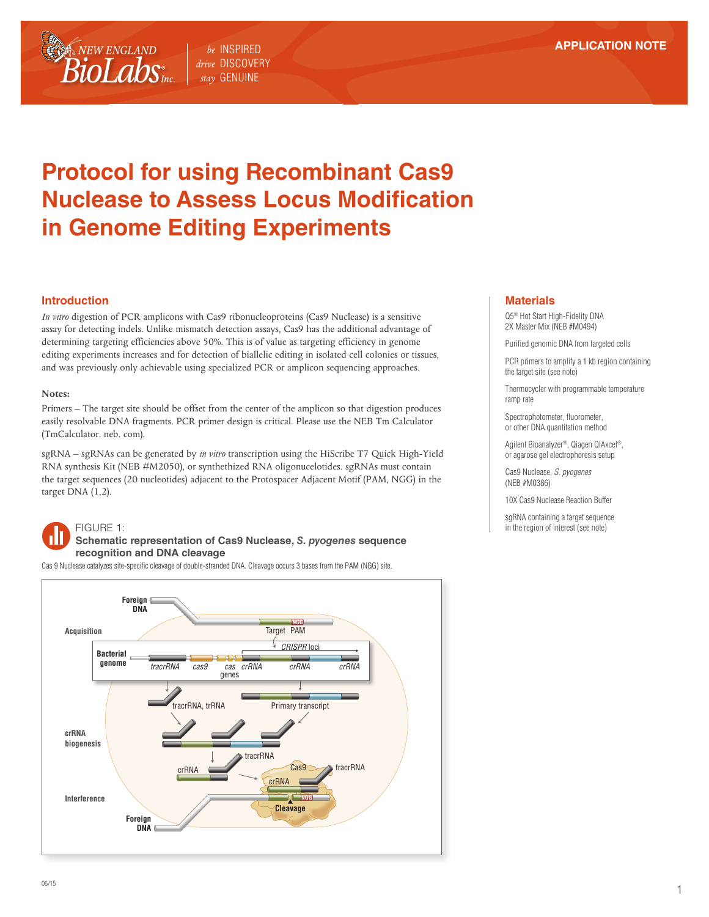APPLICATION NOTE

# Protocol for using Recombinant Cas9 Nuclease to Assess Locus Modification in Genome Editing Experiments

## Introduction

*In vitro* digestion of PCR amplicons with Cas9 ribonucleoproteins (Cas9 Nuclease) is a sensitive assay for detecting indels. Unlike mismatch detection assays, Cas9 has the additional advantage of determining targeting efficiencies above 50%. This is of value as targeting efficiency in genome editing experiments increases and for detection of biallelic editing in isolated cell colonies or tissues, and was previously only achievable using specialized PCR or amplicon sequencing approaches.

**Notes:**

Primers – The target site should be offset from the center of the amplicon so that digestion produces easily resolvable DNA fragments. PCR primer design is critical. Please use the NEB Tm Calculator (TmCalculator. neb. com).

sgRNA – sgRNAs can be generated by *in vitro* transcription using the HiScribe T7 Quick High-Yield RNA synthesis Kit (NEB #M2050), or synthethized RNA oligonucelotides. sgRNAs must contain the target sequences (20 nucleotides) adjacent to the Protospacer Adjacent Motif (PAM, NGG) in the target DNA (1,2).

## Materials

- Q5® Hot Start High-Fidelity DNA 2X Master Mix (NEB #M0494)
- Purified genomic DNA from targeted cells
- PCR primers to amplify a 1 kb region containing the target site (see note)
- Thermocycler with programmable temperature ramp rate
- Spectrophotometer, fluorometer, or other DNA quantitation method
- Agilent Bioanalyzer®, Qiagen QIAxcel®, or agarose gel electrophoresis setup
- Cas9 Nuclease, *S. pygenes* (NEB #M0386)
- 10X Cas9 Nuclease Reaction Buffer
- sgRNA containing a target sequence in the region of interest (see note)

FIGURE 1:
**Schematic representation of Cas9 Nuclease, *S. pyogenes* sequence recognition and DNA cleavage**

Cas 9 Nuclease catalyzes site-specific cleavage of double-stranded DNA. Cleavage occurs 3 bases from the PAM (NGG) site.

06/15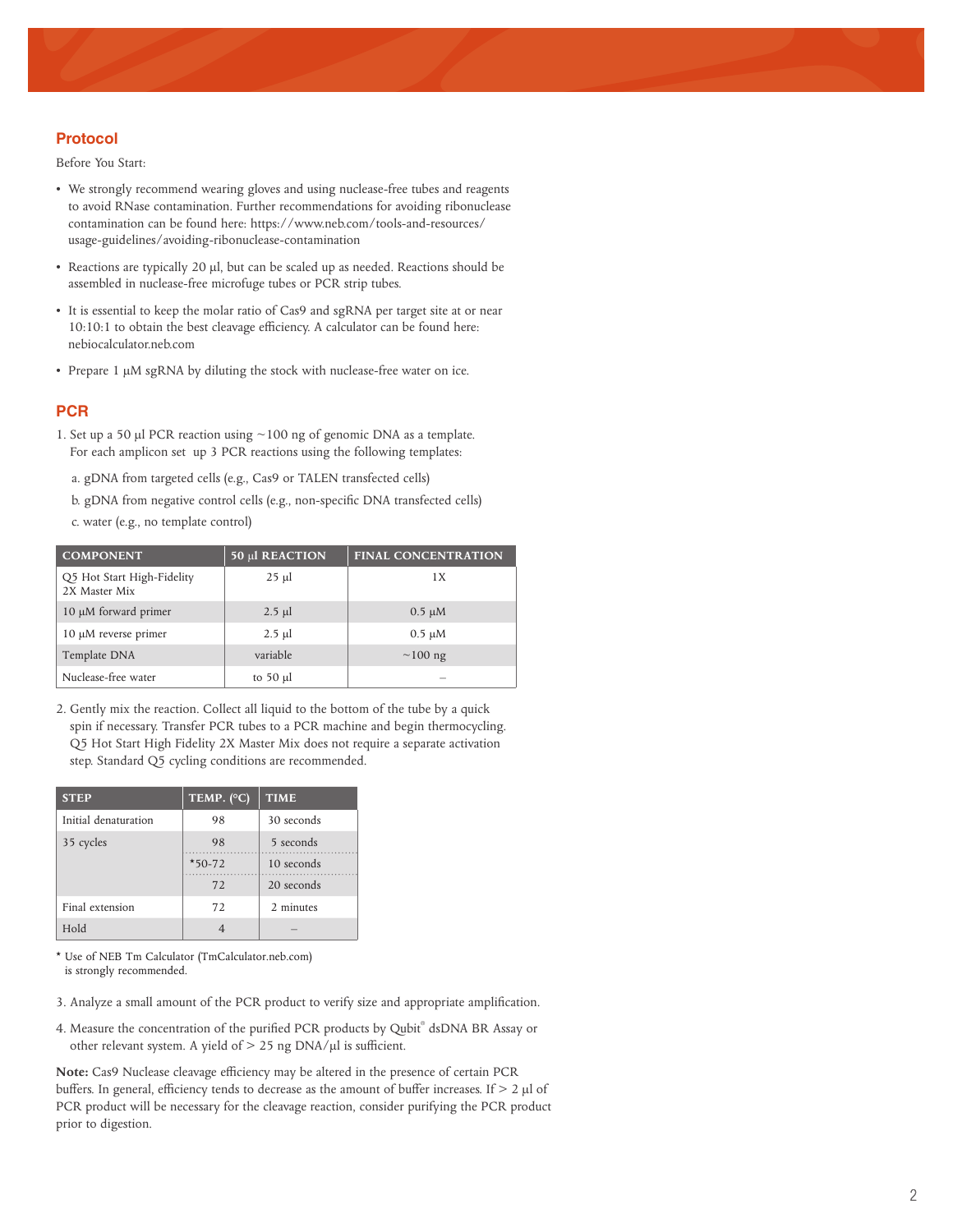## Protocol

Before You Start:

- We strongly recommend wearing gloves and using nuclease-free tubes and reagents to avoid RNase contamination. Further recommendations for avoiding ribonuclease contamination can be found here: https://www.neb.com/tools-and-resources/usage-guidelines/avoiding-ribonuclease-contamination
- Reactions are typically 20 µl, but can be scaled up as needed. Reactions should be assembled in nuclease-free microfuge tubes or PCR strip tubes.
- It is essential to keep the molar ratio of Cas9 and sgRNA per target site at or near 10:10:1 to obtain the best cleavage efficiency. A calculator can be found here: nebiocalculator.neb.com
- Prepare 1 µM sgRNA by diluting the stock with nuclease-free water on ice.

## PCR

1. Set up a 50 µl PCR reaction using ~100 ng of genomic DNA as a template. For each amplicon set up 3 PCR reactions using the following templates:

   a. gDNA from targeted cells (e.g., Cas9 or TALEN transfected cells)

   b. gDNA from negative control cells (e.g., non-specific DNA transfected cells)

   c. water (e.g., no template control)

| COMPONENT | 50 µl REACTION | FINAL CONCENTRATION |
|---|---|---|
| Q5 Hot Start High-Fidelity 2X Master Mix | 25 µl | 1X |
| 10 µM forward primer | 2.5 µl | 0.5 µM |
| 10 µM reverse primer | 2.5 µl | 0.5 µM |
| Template DNA | variable | ~100 ng |
| Nuclease-free water | to 50 µl | – |

2. Gently mix the reaction. Collect all liquid to the bottom of the tube by a quick spin if necessary. Transfer PCR tubes to a PCR machine and begin thermocycling. Q5 Hot Start High Fidelity 2X Master Mix does not require a separate activation step. Standard Q5 cycling conditions are recommended.

| STEP | TEMP. (°C) | TIME |
|---|---|---|
| Initial denaturation | 98 | 30 seconds |
| 35 cycles | 98 | 5 seconds |
| | *50-72 | 10 seconds |
| | 72 | 20 seconds |
| Final extension | 72 | 2 minutes |
| Hold | 4 | – |

\* Use of NEB Tm Calculator (TmCalculator.neb.com) is strongly recommended.

3. Analyze a small amount of the PCR product to verify size and appropriate amplification.

4. Measure the concentration of the purified PCR products by Qubit® dsDNA BR Assay or other relevant system. A yield of > 25 ng DNA/µl is sufficient.

**Note:** Cas9 Nuclease cleavage efficiency may be altered in the presence of certain PCR buffers. In general, efficiency tends to decrease as the amount of buffer increases. If > 2 µl of PCR product will be necessary for the cleavage reaction, consider purifying the PCR product prior to digestion.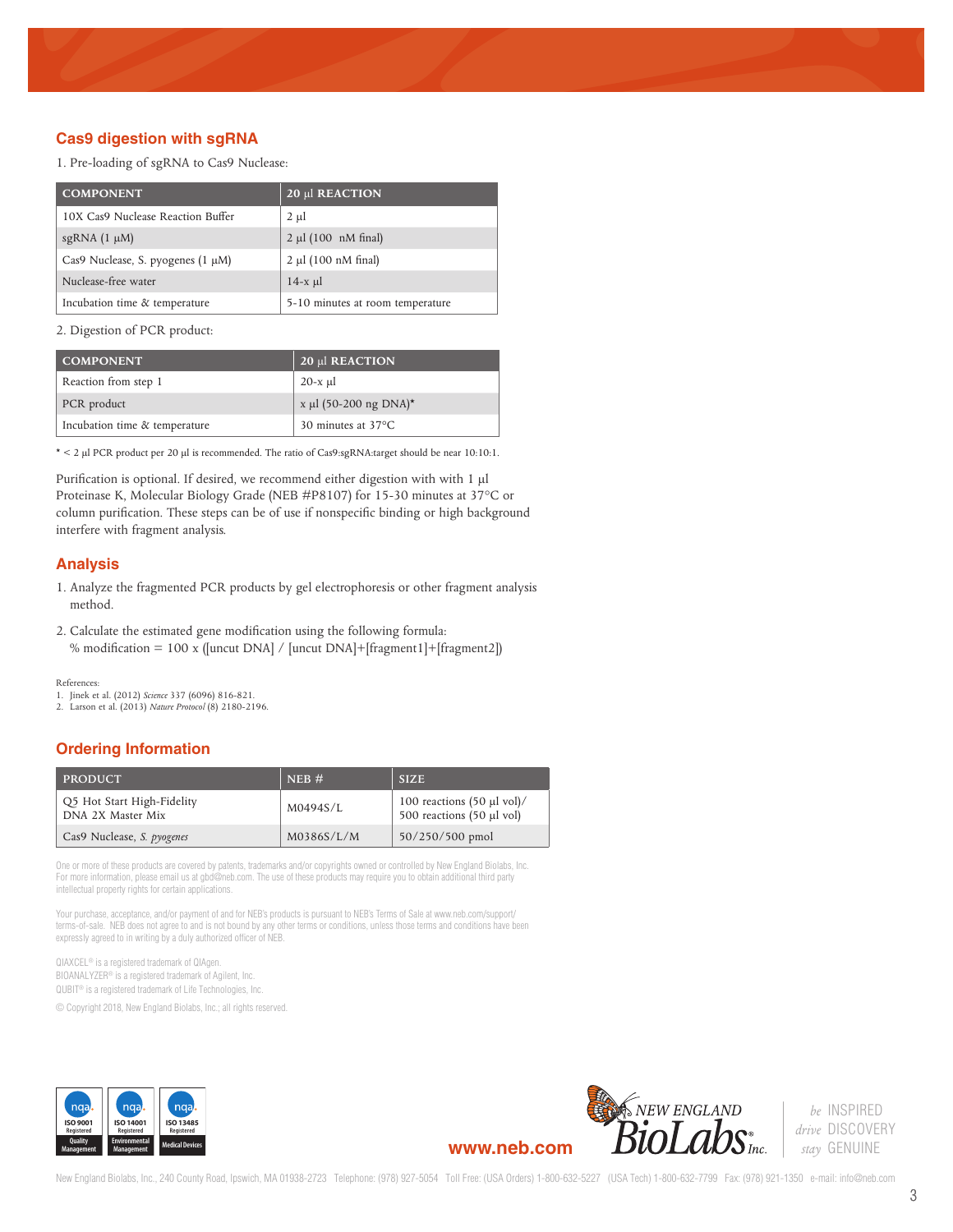## Cas9 digestion with sgRNA

1. Pre-loading of sgRNA to Cas9 Nuclease:

| COMPONENT | 20 µl REACTION |
|---|---|
| 10X Cas9 Nuclease Reaction Buffer | 2 µl |
| sgRNA (1 µM) | 2 µl (100 nM final) |
| Cas9 Nuclease, S. pyogenes (1 µM) | 2 µl (100 nM final) |
| Nuclease-free water | 14-x µl |
| Incubation time & temperature | 5-10 minutes at room temperature |

2. Digestion of PCR product:

| COMPONENT | 20 µl REACTION |
|---|---|
| Reaction from step 1 | 20-x µl |
| PCR product | x µl (50-200 ng DNA)* |
| Incubation time & temperature | 30 minutes at 37°C |

* < 2 µl PCR product per 20 µl is recommended. The ratio of Cas9:sgRNA:target should be near 10:10:1.

Purification is optional. If desired, we recommend either digestion with with 1 µl Proteinase K, Molecular Biology Grade (NEB #P8107) for 15-30 minutes at 37°C or column purification. These steps can be of use if nonspecific binding or high background interfere with fragment analysis.

## Analysis

1. Analyze the fragmented PCR products by gel electrophoresis or other fragment analysis method.

2. Calculate the estimated gene modification using the following formula:
   % modification = 100 x ([uncut DNA] / [uncut DNA]+[fragment1]+[fragment2])

References:
1. Jinek et al. (2012) *Science* 337 (6096) 816-821.
2. Larson et al. (2013) *Nature Protocol* (8) 2180-2196.

## Ordering Information

| PRODUCT | NEB # | SIZE |
|---|---|---|
| Q5 Hot Start High-Fidelity DNA 2X Master Mix | M0494S/L | 100 reactions (50 µl vol)/ 500 reactions (50 µl vol) |
| Cas9 Nuclease, *S. pyogenes* | M0386S/L/M | 50/250/500 pmol |

One or more of these products are covered by patents, trademarks and/or copyrights owned or controlled by New England Biolabs, Inc. For more information, please email us at gbd@neb.com. The use of these products may require you to obtain additional third party intellectual property rights for certain applications.

Your purchase, acceptance, and/or payment of and for NEB's products is pursuant to NEB's Terms of Sale at www.neb.com/support/terms-of-sale. NEB does not agree to and is not bound by any other terms or conditions, unless those terms and conditions have been expressly agreed to in writing by a duly authorized officer of NEB.

QIAXCEL® is a registered trademark of QIAgen.
BIOANALYZER® is a registered trademark of Agilent, Inc.
QUBIT® is a registered trademark of Life Technologies, Inc.

© Copyright 2018, New England Biolabs, Inc.; all rights reserved.

www.neb.com

New England Biolabs, Inc., 240 County Road, Ipswich, MA 01938-2723 Telephone: (978) 927-5054 Toll Free: (USA Orders) 1-800-632-5227 (USA Tech) 1-800-632-7799 Fax: (978) 921-1350 e-mail: info@neb.com